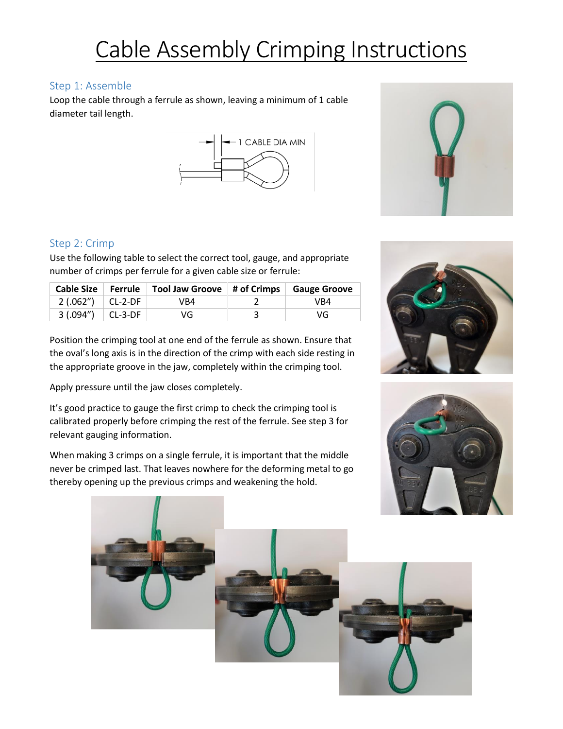# Cable Assembly Crimping Instructions

## Step 1: Assemble

Loop the cable through a ferrule as shown, leaving a minimum of 1 cable diameter tail length.

## Step 2: Crimp

Use the following table to select the correct tool, gauge, and appropriate number of crimps per ferrule for a given cable size or ferrule:

| Cable Size | Ferrule | Tool Jaw Groove | # of Crimps | Gauge Groove |
|---|---|---|---|---|
| 2 (.062") | CL-2-DF | VB4 | 2 | VB4 |
| 3 (.094") | CL-3-DF | VG | 3 | VG |

Position the crimping tool at one end of the ferrule as shown. Ensure that the oval's long axis is in the direction of the crimp with each side resting in the appropriate groove in the jaw, completely within the crimping tool.

Apply pressure until the jaw closes completely.

It's good practice to gauge the first crimp to check the crimping tool is calibrated properly before crimping the rest of the ferrule. See step 3 for relevant gauging information.

When making 3 crimps on a single ferrule, it is important that the middle never be crimped last. That leaves nowhere for the deforming metal to go thereby opening up the previous crimps and weakening the hold.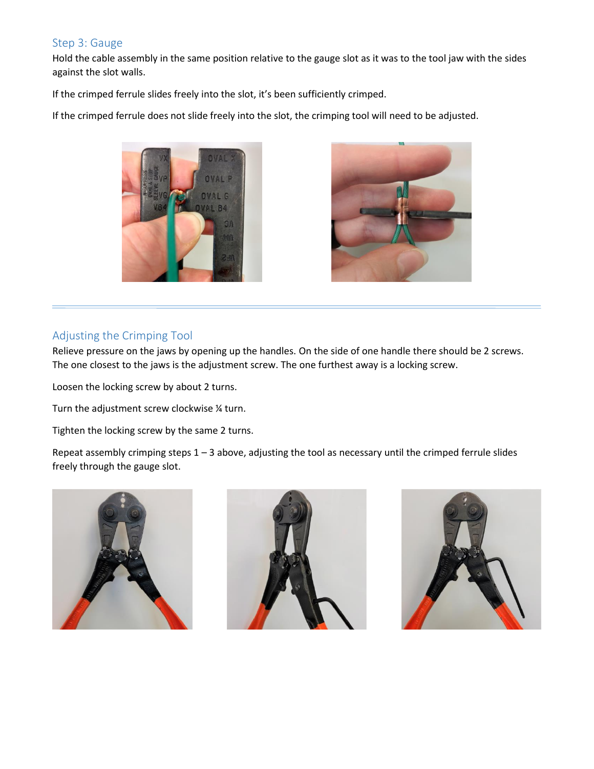## Step 3: Gauge

Hold the cable assembly in the same position relative to the gauge slot as it was to the tool jaw with the sides against the slot walls.

If the crimped ferrule slides freely into the slot, it's been sufficiently crimped.

If the crimped ferrule does not slide freely into the slot, the crimping tool will need to be adjusted.

---

## Adjusting the Crimping Tool

Relieve pressure on the jaws by opening up the handles. On the side of one handle there should be 2 screws. The one closest to the jaws is the adjustment screw. The one furthest away is a locking screw.

Loosen the locking screw by about 2 turns.

Turn the adjustment screw clockwise ¼ turn.

Tighten the locking screw by the same 2 turns.

Repeat assembly crimping steps 1 – 3 above, adjusting the tool as necessary until the crimped ferrule slides freely through the gauge slot.